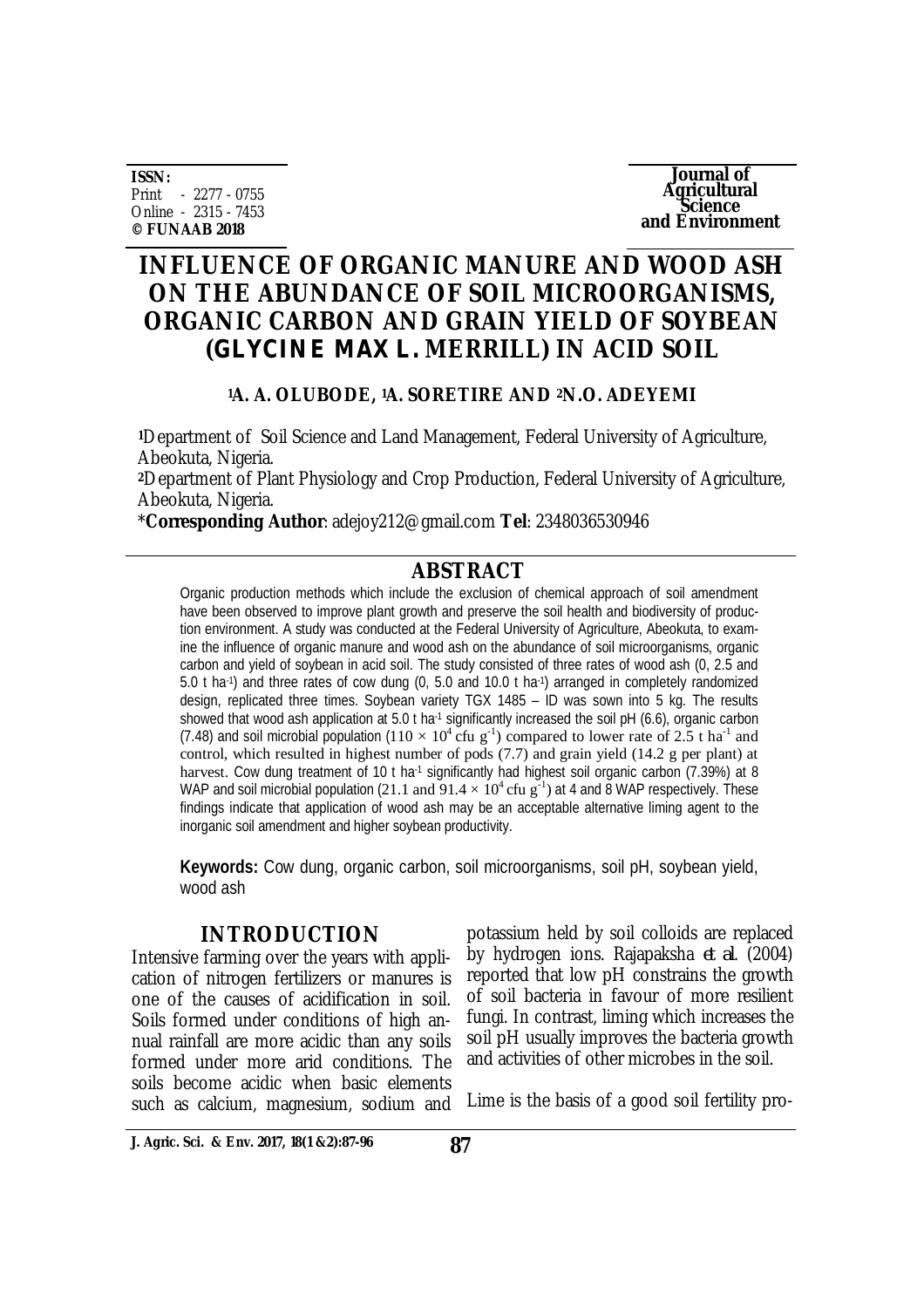ISSN:
Print - 2277 - 0755
Online - 2315 - 7453
**© FUNAAB 2018**

**Journal of Agricultural Science and Environment**

# INFLUENCE OF ORGANIC MANURE AND WOOD ASH ON THE ABUNDANCE OF SOIL MICROORGANISMS, ORGANIC CARBON AND GRAIN YIELD OF SOYBEAN (*GLYCINE MAX* L. MERRILL) IN ACID SOIL

**[1]A. A. OLUBODE, [1]A. SORETIRE AND [2]N.O. ADEYEMI**

[1]Department of Soil Science and Land Management, Federal University of Agriculture, Abeokuta, Nigeria.
[2]Department of Plant Physiology and Crop Production, Federal University of Agriculture, Abeokuta, Nigeria.
\***Corresponding Author**: adejoy212@gmail.com **Tel**: 2348036530946

## ABSTRACT

Organic production methods which include the exclusion of chemical approach of soil amendment have been observed to improve plant growth and preserve the soil health and biodiversity of production environment. A study was conducted at the Federal University of Agriculture, Abeokuta, to examine the influence of organic manure and wood ash on the abundance of soil microorganisms, organic carbon and yield of soybean in acid soil. The study consisted of three rates of wood ash (0, 2.5 and 5.0 t ha$^{-1}$) and three rates of cow dung (0, 5.0 and 10.0 t ha$^{-1}$) arranged in completely randomized design, replicated three times. Soybean variety TGX 1485 – ID was sown into 5 kg. The results showed that wood ash application at 5.0 t ha$^{-1}$ significantly increased the soil pH (6.6), organic carbon (7.48) and soil microbial population ($110 \times 10^4$ cfu g$^{-1}$) compared to lower rate of 2.5 t ha$^{-1}$ and control, which resulted in highest number of pods (7.7) and grain yield (14.2 g per plant) at harvest. Cow dung treatment of 10 t ha$^{-1}$ significantly had highest soil organic carbon (7.39%) at 8 WAP and soil microbial population (21.1 and $91.4 \times 10^4$ cfu g$^{-1}$) at 4 and 8 WAP respectively. These findings indicate that application of wood ash may be an acceptable alternative liming agent to the inorganic soil amendment and higher soybean productivity.

**Keywords:** Cow dung, organic carbon, soil microorganisms, soil pH, soybean yield, wood ash

## INTRODUCTION

Intensive farming over the years with application of nitrogen fertilizers or manures is one of the causes of acidification in soil. Soils formed under conditions of high annual rainfall are more acidic than any soils formed under more arid conditions. The soils become acidic when basic elements such as calcium, magnesium, sodium and potassium held by soil colloids are replaced by hydrogen ions. Rajapaksha *et al.* (2004) reported that low pH constrains the growth of soil bacteria in favour of more resilient fungi. In contrast, liming which increases the soil pH usually improves the bacteria growth and activities of other microbes in the soil.

Lime is the basis of a good soil fertility pro-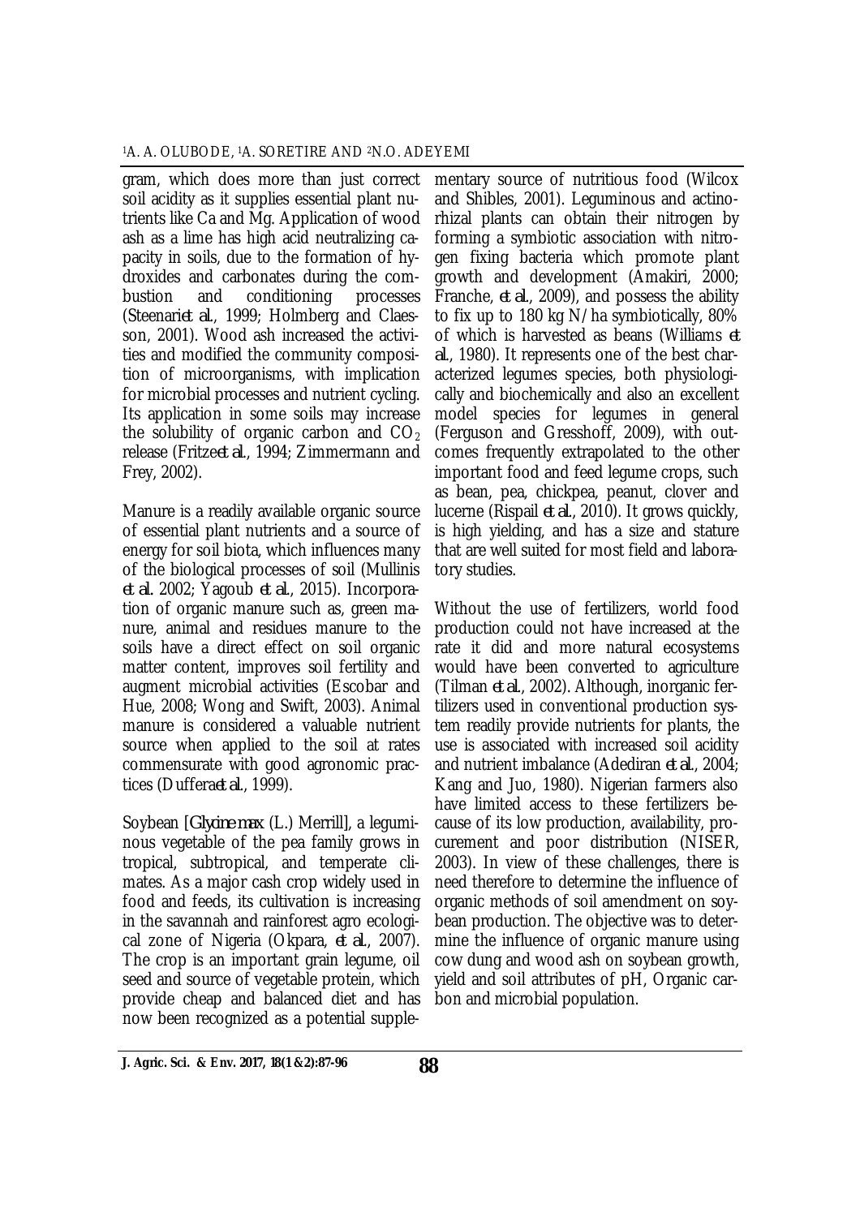gram, which does more than just correct soil acidity as it supplies essential plant nutrients like Ca and Mg. Application of wood ash as a lime has high acid neutralizing capacity in soils, due to the formation of hydroxides and carbonates during the combustion and conditioning processes (Steenari*et al.*, 1999; Holmberg and Claesson, 2001). Wood ash increased the activities and modified the community composition of microorganisms, with implication for microbial processes and nutrient cycling. Its application in some soils may increase the solubility of organic carbon and $CO_2$ release (Fritze*et al.*, 1994; Zimmermann and Frey, 2002).

Manure is a readily available organic source of essential plant nutrients and a source of energy for soil biota, which influences many of the biological processes of soil (Mullinis *et al.* 2002; Yagoub *et al.*, 2015). Incorporation of organic manure such as, green manure, animal and residues manure to the soils have a direct effect on soil organic matter content, improves soil fertility and augment microbial activities (Escobar and Hue, 2008; Wong and Swift, 2003). Animal manure is considered a valuable nutrient source when applied to the soil at rates commensurate with good agronomic practices (Duffera*et al.*, 1999).

Soybean [*Glycine max* (L.) Merrill], a leguminous vegetable of the pea family grows in tropical, subtropical, and temperate climates. As a major cash crop widely used in food and feeds, its cultivation is increasing in the savannah and rainforest agro ecological zone of Nigeria (Okpara, *et al.*, 2007). The crop is an important grain legume, oil seed and source of vegetable protein, which provide cheap and balanced diet and has now been recognized as a potential supplementary source of nutritious food (Wilcox and Shibles, 2001). Leguminous and actinorhizal plants can obtain their nitrogen by forming a symbiotic association with nitrogen fixing bacteria which promote plant growth and development (Amakiri, 2000; Franche, *et al.*, 2009), and possess the ability to fix up to 180 kg N/ha symbiotically, 80% of which is harvested as beans (Williams *et al.*, 1980). It represents one of the best characterized legumes species, both physiologically and biochemically and also an excellent model species for legumes in general (Ferguson and Gresshoff, 2009), with outcomes frequently extrapolated to the other important food and feed legume crops, such as bean, pea, chickpea, peanut, clover and lucerne (Rispail *et al.*, 2010). It grows quickly, is high yielding, and has a size and stature that are well suited for most field and laboratory studies.

Without the use of fertilizers, world food production could not have increased at the rate it did and more natural ecosystems would have been converted to agriculture (Tilman *et al.*, 2002). Although, inorganic fertilizers used in conventional production system readily provide nutrients for plants, the use is associated with increased soil acidity and nutrient imbalance (Adediran *et al.*, 2004; Kang and Juo, 1980). Nigerian farmers also have limited access to these fertilizers because of its low production, availability, procurement and poor distribution (NISER, 2003). In view of these challenges, there is need therefore to determine the influence of organic methods of soil amendment on soybean production. The objective was to determine the influence of organic manure using cow dung and wood ash on soybean growth, yield and soil attributes of pH, Organic carbon and microbial population.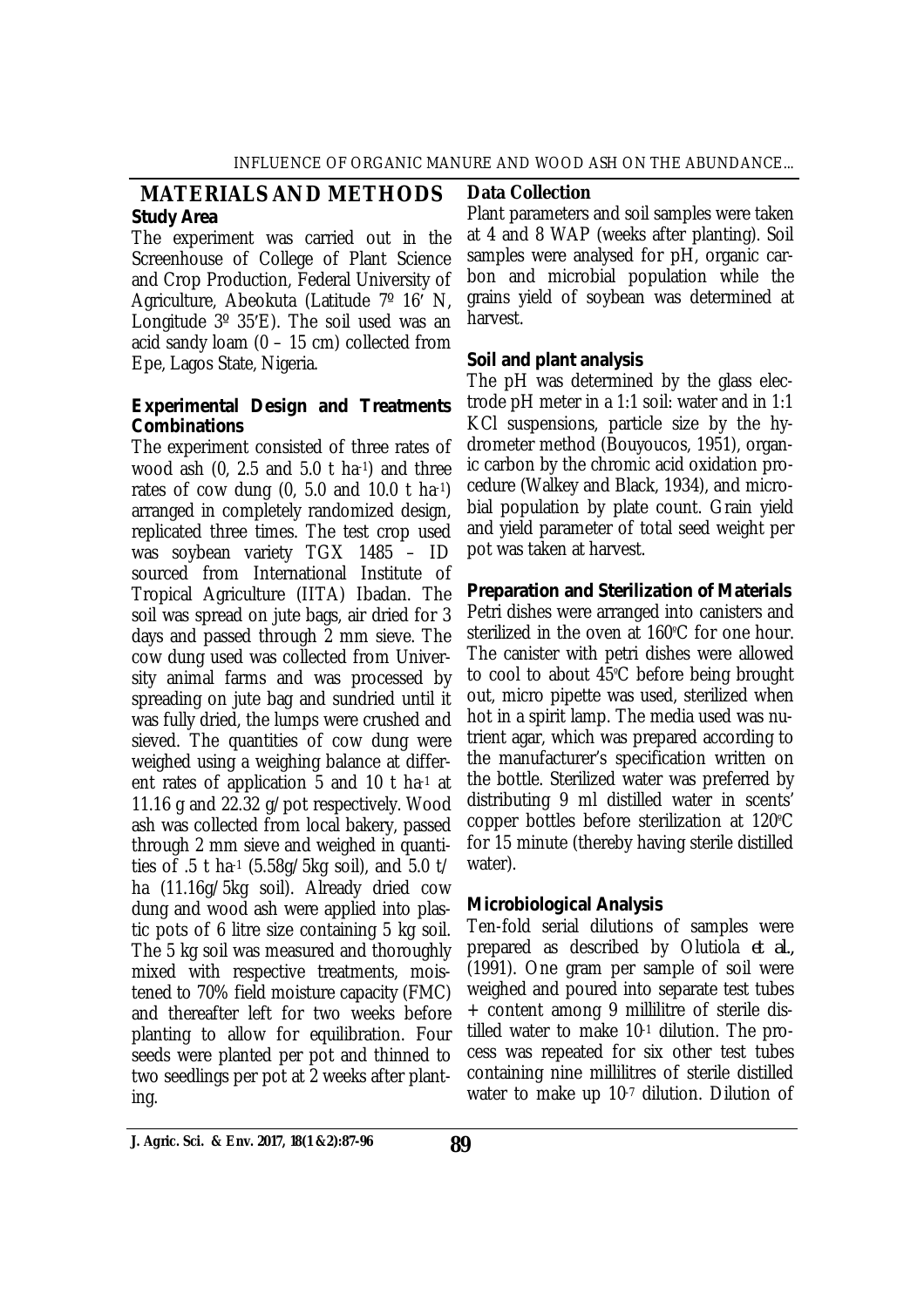## MATERIALS AND METHODS

### Study Area

The experiment was carried out in the Screenhouse of College of Plant Science and Crop Production, Federal University of Agriculture, Abeokuta (Latitude 7º 16′ N, Longitude 3º 35′E). The soil used was an acid sandy loam (0 – 15 cm) collected from Epe, Lagos State, Nigeria.

### Experimental Design and Treatments Combinations

The experiment consisted of three rates of wood ash (0, 2.5 and 5.0 t $ha^{-1}$) and three rates of cow dung (0, 5.0 and 10.0 t $ha^{-1}$) arranged in completely randomized design, replicated three times. The test crop used was soybean variety TGX 1485 – ID sourced from International Institute of Tropical Agriculture (IITA) Ibadan. The soil was spread on jute bags, air dried for 3 days and passed through 2 mm sieve. The cow dung used was collected from University animal farms and was processed by spreading on jute bag and sundried until it was fully dried, the lumps were crushed and sieved. The quantities of cow dung were weighed using a weighing balance at different rates of application 5 and 10 t $ha^{-1}$ at 11.16 g and 22.32 g/pot respectively. Wood ash was collected from local bakery, passed through 2 mm sieve and weighed in quantities of .5 t $ha^{-1}$ (5.58g/5kg soil), and 5.0 t/ha (11.16g/5kg soil). Already dried cow dung and wood ash were applied into plastic pots of 6 litre size containing 5 kg soil. The 5 kg soil was measured and thoroughly mixed with respective treatments, moistened to 70% field moisture capacity (FMC) and thereafter left for two weeks before planting to allow for equilibration. Four seeds were planted per pot and thinned to two seedlings per pot at 2 weeks after planting.

### Data Collection

Plant parameters and soil samples were taken at 4 and 8 WAP (weeks after planting). Soil samples were analysed for pH, organic carbon and microbial population while the grains yield of soybean was determined at harvest.

### Soil and plant analysis

The pH was determined by the glass electrode pH meter in a 1:1 soil: water and in 1:1 KCl suspensions, particle size by the hydrometer method (Bouyoucos, 1951), organic carbon by the chromic acid oxidation procedure (Walkey and Black, 1934), and microbial population by plate count. Grain yield and yield parameter of total seed weight per pot was taken at harvest.

### Preparation and Sterilization of Materials

Petri dishes were arranged into canisters and sterilized in the oven at 160°C for one hour. The canister with petri dishes were allowed to cool to about 45°C before being brought out, micro pipette was used, sterilized when hot in a spirit lamp. The media used was nutrient agar, which was prepared according to the manufacturer's specification written on the bottle. Sterilized water was preferred by distributing 9 ml distilled water in scents' copper bottles before sterilization at 120°C for 15 minute (thereby having sterile distilled water).

### Microbiological Analysis

Ten-fold serial dilutions of samples were prepared as described by Olutiola *et al.*, (1991). One gram per sample of soil were weighed and poured into separate test tubes + content among 9 millilitre of sterile distilled water to make $10^{-1}$ dilution. The process was repeated for six other test tubes containing nine millilitres of sterile distilled water to make up $10^{-7}$ dilution. Dilution of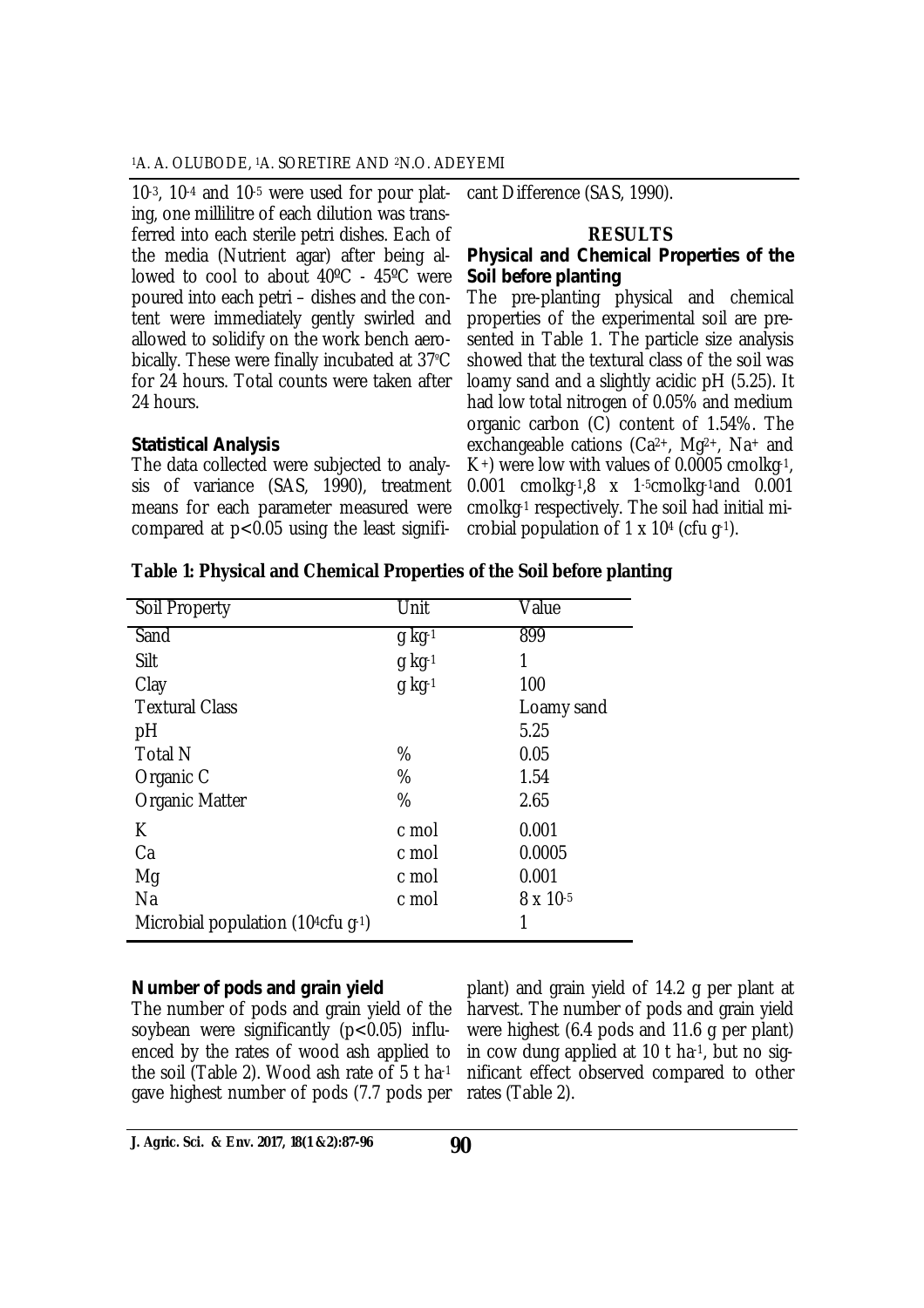$10^{-3}$, $10^{-4}$ and $10^{-5}$ were used for pour plating, one millilitre of each dilution was transferred into each sterile petri dishes. Each of the media (Nutrient agar) after being allowed to cool to about 40ºC - 45ºC were poured into each petri – dishes and the content were immediately gently swirled and allowed to solidify on the work bench aerobically. These were finally incubated at 37ºC for 24 hours. Total counts were taken after 24 hours.

### Statistical Analysis

The data collected were subjected to analysis of variance (SAS, 1990), treatment means for each parameter measured were compared at $p<0.05$ using the least significant Difference (SAS, 1990).

## RESULTS

### Physical and Chemical Properties of the Soil before planting

The pre-planting physical and chemical properties of the experimental soil are presented in Table 1. The particle size analysis showed that the textural class of the soil was loamy sand and a slightly acidic pH (5.25). It had low total nitrogen of 0.05% and medium organic carbon (C) content of 1.54%. The exchangeable cations ($Ca^{2+}$, $Mg^{2+}$, $Na^{+}$ and $K^{+}$) were low with values of 0.0005 cmolkg$^{-1}$, 0.001 cmolkg$^{-1}$,8 x $1^{-5}$cmolkg$^{-1}$and 0.001 cmolkg$^{-1}$ respectively. The soil had initial microbial population of 1 x $10^{4}$ (cfu g$^{-1}$).

**Table 1: Physical and Chemical Properties of the Soil before planting**

| Soil Property | Unit | Value |
|---|---|---|
| Sand | g kg$^{-1}$ | 899 |
| Silt | g kg$^{-1}$ | 1 |
| Clay | g kg$^{-1}$ | 100 |
| Textural Class | | Loamy sand |
| pH | | 5.25 |
| Total N | % | 0.05 |
| Organic C | % | 1.54 |
| Organic Matter | % | 2.65 |
| K | c mol | 0.001 |
| Ca | c mol | 0.0005 |
| Mg | c mol | 0.001 |
| Na | c mol | 8 x $10^{-5}$ |
| Microbial population ($10^{4}$cfu g$^{-1}$) | | 1 |

### Number of pods and grain yield

The number of pods and grain yield of the soybean were significantly ($p<0.05$) influenced by the rates of wood ash applied to the soil (Table 2). Wood ash rate of 5 t ha$^{-1}$ gave highest number of pods (7.7 pods per plant) and grain yield of 14.2 g per plant at harvest. The number of pods and grain yield were highest (6.4 pods and 11.6 g per plant) in cow dung applied at 10 t ha$^{-1}$, but no significant effect observed compared to other rates (Table 2).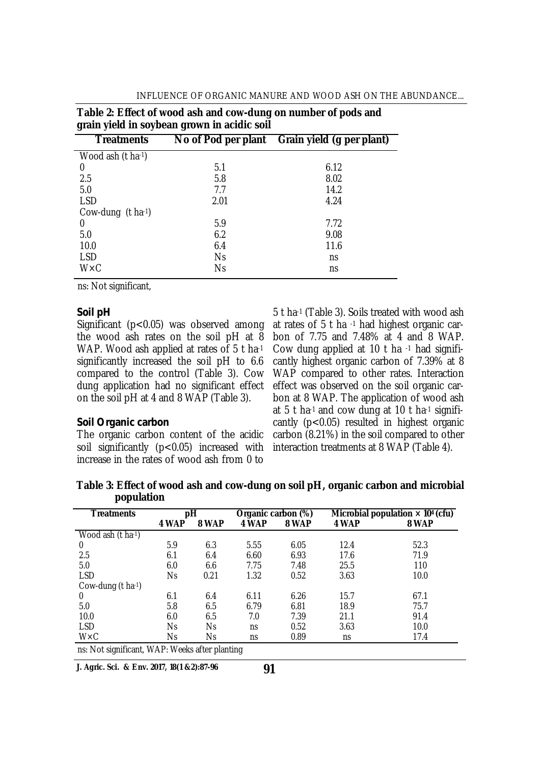**Table 2: Effect of wood ash and cow-dung on number of pods and grain yield in soybean grown in acidic soil**

| Treatments | No of Pod per plant | Grain yield (g per plant) |
|---|---|---|
| Wood ash (t ha$^{-1}$) | | |
| 0 | 5.1 | 6.12 |
| 2.5 | 5.8 | 8.02 |
| 5.0 | 7.7 | 14.2 |
| LSD | 2.01 | 4.24 |
| Cow-dung (t ha$^{-1}$) | | |
| 0 | 5.9 | 7.72 |
| 5.0 | 6.2 | 9.08 |
| 10.0 | 6.4 | 11.6 |
| LSD | Ns | ns |
| W×C | Ns | ns |

ns: Not significant,

**Soil pH**

Significant ($p<0.05$) was observed among the wood ash rates on the soil pH at 8 WAP. Wood ash applied at rates of 5 t ha$^{-1}$ significantly increased the soil pH to 6.6 compared to the control (Table 3). Cow dung application had no significant effect on the soil pH at 4 and 8 WAP (Table 3).

**Soil Organic carbon**

The organic carbon content of the acidic soil significantly ($p<0.05$) increased with increase in the rates of wood ash from 0 to 5 t ha$^{-1}$ (Table 3). Soils treated with wood ash at rates of 5 t ha $^{-1}$ had highest organic carbon of 7.75 and 7.48% at 4 and 8 WAP. Cow dung applied at 10 t ha $^{-1}$ had significantly highest organic carbon of 7.39% at 8 WAP compared to other rates. Interaction effect was observed on the soil organic carbon at 8 WAP. The application of wood ash at 5 t ha$^{-1}$ and cow dung at 10 t ha$^{-1}$ significantly ($p<0.05$) resulted in highest organic carbon (8.21%) in the soil compared to other interaction treatments at 8 WAP (Table 4).

**Table 3: Effect of wood ash and cow-dung on soil pH, organic carbon and microbial population**

| Treatments | pH | | Organic carbon (%) | | Microbial population × $10^4$ (cfu) | |
|---|---|---|---|---|---|---|
| | 4 WAP | 8 WAP | 4 WAP | 8 WAP | 4 WAP | 8 WAP |
| Wood ash (t ha$^{-1}$) | | | | | | |
| 0 | 5.9 | 6.3 | 5.55 | 6.05 | 12.4 | 52.3 |
| 2.5 | 6.1 | 6.4 | 6.60 | 6.93 | 17.6 | 71.9 |
| 5.0 | 6.0 | 6.6 | 7.75 | 7.48 | 25.5 | 110 |
| LSD | Ns | 0.21 | 1.32 | 0.52 | 3.63 | 10.0 |
| Cow-dung (t ha$^{-1}$) | | | | | | |
| 0 | 6.1 | 6.4 | 6.11 | 6.26 | 15.7 | 67.1 |
| 5.0 | 5.8 | 6.5 | 6.79 | 6.81 | 18.9 | 75.7 |
| 10.0 | 6.0 | 6.5 | 7.0 | 7.39 | 21.1 | 91.4 |
| LSD | Ns | Ns | ns | 0.52 | 3.63 | 10.0 |
| W×C | Ns | Ns | ns | 0.89 | ns | 17.4 |

ns: Not significant, WAP: Weeks after planting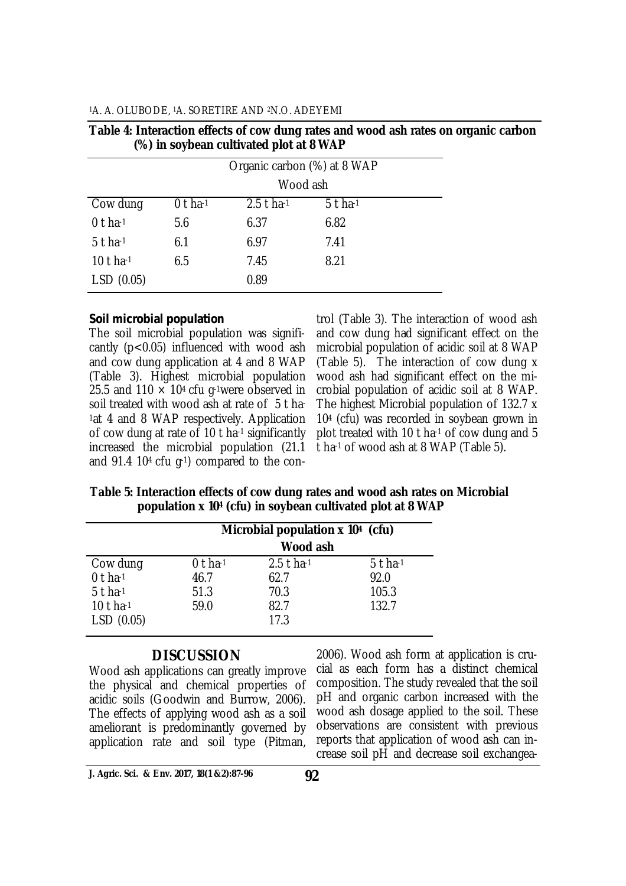**Table 4: Interaction effects of cow dung rates and wood ash rates on organic carbon (%) in soybean cultivated plot at 8 WAP**

| | Organic carbon (%) at 8 WAP | | |
|---|---|---|---|
| | Wood ash | | |
| Cow dung | 0 t ha$^{-1}$ | 2.5 t ha$^{-1}$ | 5 t ha$^{-1}$ |
| 0 t ha$^{-1}$ | 5.6 | 6.37 | 6.82 |
| 5 t ha$^{-1}$ | 6.1 | 6.97 | 7.41 |
| 10 t ha$^{-1}$ | 6.5 | 7.45 | 8.21 |
| LSD (0.05) | | 0.89 | |

**Soil microbial population**

The soil microbial population was significantly ($p<0.05$) influenced with wood ash and cow dung application at 4 and 8 WAP (Table 3). Highest microbial population 25.5 and 110 × $10^4$ cfu g$^{-1}$were observed in soil treated with wood ash at rate of 5 t ha$^{-1}$at 4 and 8 WAP respectively. Application of cow dung at rate of 10 t ha$^{-1}$ significantly increased the microbial population (21.1 and 91.4 $10^4$ cfu g$^{-1}$) compared to the control (Table 3). The interaction of wood ash and cow dung had significant effect on the microbial population of acidic soil at 8 WAP (Table 5). The interaction of cow dung x wood ash had significant effect on the microbial population of acidic soil at 8 WAP. The highest Microbial population of 132.7 x $10^4$ (cfu) was recorded in soybean grown in plot treated with 10 t ha$^{-1}$ of cow dung and 5 t ha$^{-1}$ of wood ash at 8 WAP (Table 5).

**Table 5: Interaction effects of cow dung rates and wood ash rates on Microbial population x $10^4$ (cfu) in soybean cultivated plot at 8 WAP**

| | **Microbial population x $10^4$ (cfu)** | | |
|---|---|---|---|
| | **Wood ash** | | |
| Cow dung | 0 t ha$^{-1}$ | 2.5 t ha$^{-1}$ | 5 t ha$^{-1}$ |
| 0 t ha$^{-1}$ | 46.7 | 62.7 | 92.0 |
| 5 t ha$^{-1}$ | 51.3 | 70.3 | 105.3 |
| 10 t ha$^{-1}$ | 59.0 | 82.7 | 132.7 |
| LSD (0.05) | | 17.3 | |

## DISCUSSION

Wood ash applications can greatly improve the physical and chemical properties of acidic soils (Goodwin and Burrow, 2006). The effects of applying wood ash as a soil ameliorant is predominantly governed by application rate and soil type (Pitman, 2006). Wood ash form at application is crucial as each form has a distinct chemical composition. The study revealed that the soil pH and organic carbon increased with the wood ash dosage applied to the soil. These observations are consistent with previous reports that application of wood ash can increase soil pH and decrease soil exchangea-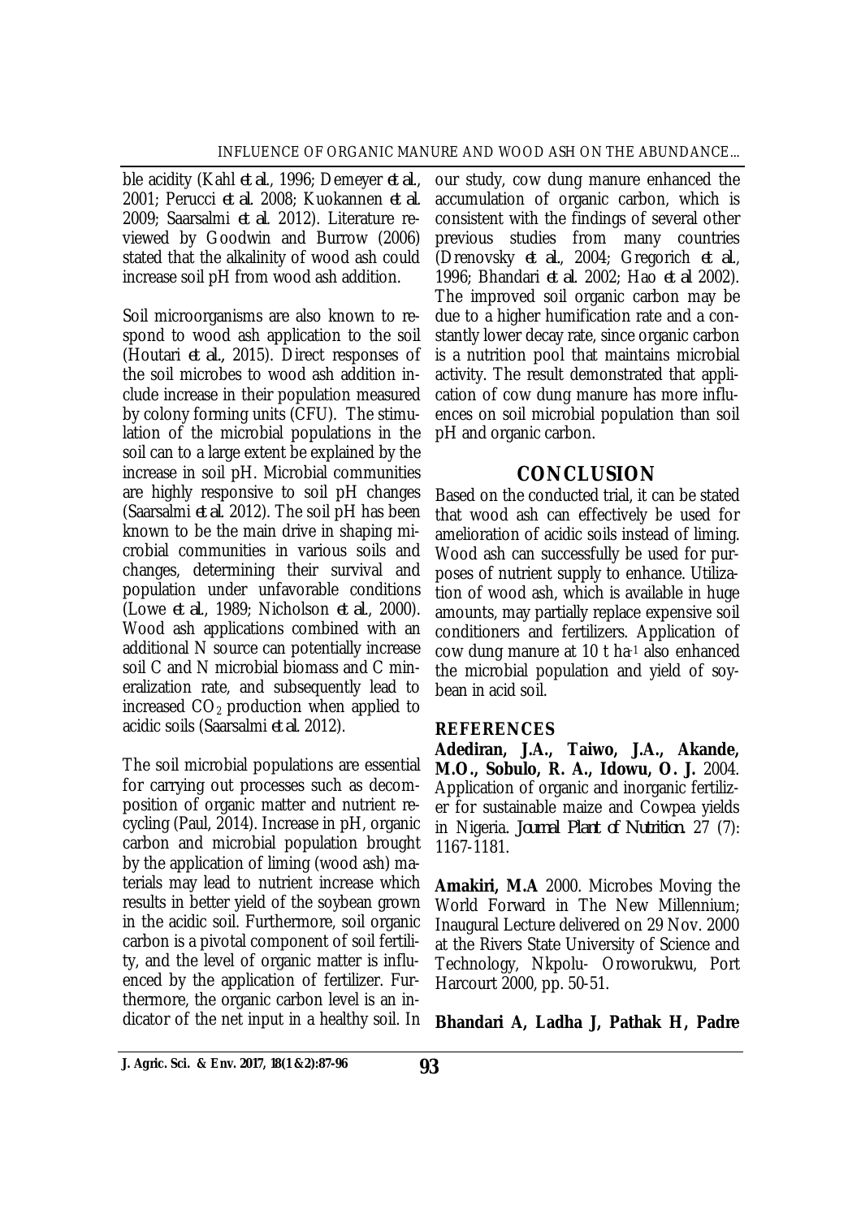ble acidity (Kahl *et al.*, 1996; Demeyer *et al.*, 2001; Perucci *et al.* 2008; Kuokannen *et al.* 2009; Saarsalmi *et al.* 2012). Literature reviewed by Goodwin and Burrow (2006) stated that the alkalinity of wood ash could increase soil pH from wood ash addition.

Soil microorganisms are also known to respond to wood ash application to the soil (Houtari *et al.*, 2015). Direct responses of the soil microbes to wood ash addition include increase in their population measured by colony forming units (CFU). The stimulation of the microbial populations in the soil can to a large extent be explained by the increase in soil pH. Microbial communities are highly responsive to soil pH changes (Saarsalmi *et al.* 2012). The soil pH has been known to be the main drive in shaping microbial communities in various soils and changes, determining their survival and population under unfavorable conditions (Lowe *et al.*, 1989; Nicholson *et al.*, 2000). Wood ash applications combined with an additional N source can potentially increase soil C and N microbial biomass and C mineralization rate, and subsequently lead to increased $CO_2$ production when applied to acidic soils (Saarsalmi *et al.* 2012).

The soil microbial populations are essential for carrying out processes such as decomposition of organic matter and nutrient recycling (Paul, 2014). Increase in pH, organic carbon and microbial population brought by the application of liming (wood ash) materials may lead to nutrient increase which results in better yield of the soybean grown in the acidic soil. Furthermore, soil organic carbon is a pivotal component of soil fertility, and the level of organic matter is influenced by the application of fertilizer. Furthermore, the organic carbon level is an indicator of the net input in a healthy soil. In our study, cow dung manure enhanced the accumulation of organic carbon, which is consistent with the findings of several other previous studies from many countries (Drenovsky *et al.*, 2004; Gregorich *et al.*, 1996; Bhandari *et al.* 2002; Hao *et al.* 2002). The improved soil organic carbon may be due to a higher humification rate and a constantly lower decay rate, since organic carbon is a nutrition pool that maintains microbial activity. The result demonstrated that application of cow dung manure has more influences on soil microbial population than soil pH and organic carbon.

## CONCLUSION

Based on the conducted trial, it can be stated that wood ash can effectively be used for amelioration of acidic soils instead of liming. Wood ash can successfully be used for purposes of nutrient supply to enhance. Utilization of wood ash, which is available in huge amounts, may partially replace expensive soil conditioners and fertilizers. Application of cow dung manure at 10 t $ha^{-1}$ also enhanced the microbial population and yield of soybean in acid soil.

## REFERENCES

**Adediran, J.A., Taiwo, J.A., Akande, M.O., Sobulo, R. A., Idowu, O. J.** 2004. Application of organic and inorganic fertilizer for sustainable maize and Cowpea yields in Nigeria. *Journal Plant of Nutrition.* 27 (7): 1167-1181.

**Amakiri, M.A** 2000. Microbes Moving the World Forward in The New Millennium; Inaugural Lecture delivered on 29 Nov. 2000 at the Rivers State University of Science and Technology, Nkpolu- Oroworukwu, Port Harcourt 2000, pp. 50-51.

**Bhandari A, Ladha J, Pathak H, Padre**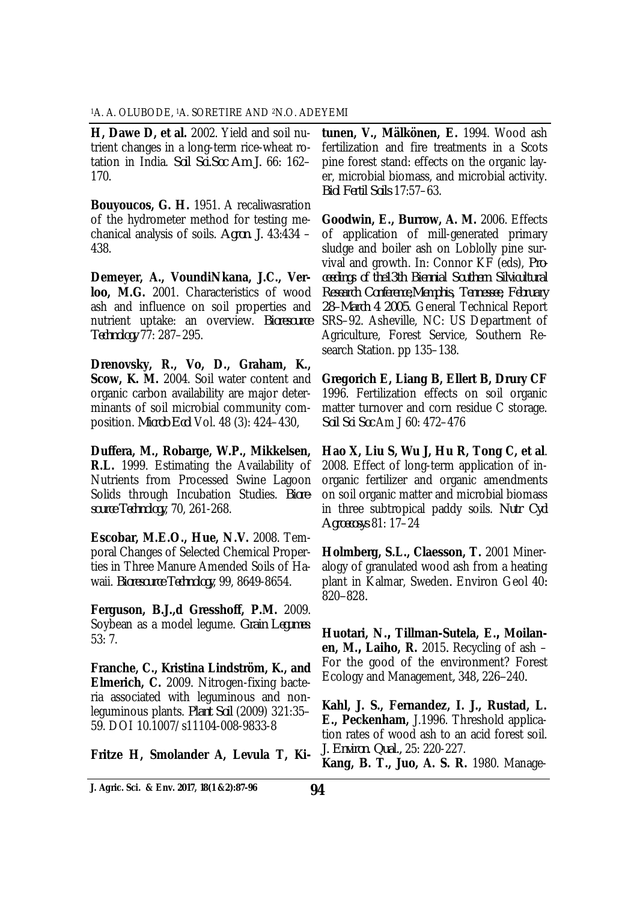**H, Dawe D, et al.** 2002. Yield and soil nutrient changes in a long-term rice-wheat rotation in India. *Soil Sci.Soc Am. J.* 66: 162–170.

**Bouyoucos, G. H.** 1951. A recaliwasration of the hydrometer method for testing mechanical analysis of soils. *Agron. J.* 43:434 – 438.

**Demeyer, A., VoundiNkana, J.C., Verloo, M.G.** 2001. Characteristics of wood ash and influence on soil properties and nutrient uptake: an overview. *Bioresource Technology* 77: 287–295.

**Drenovsky, R., Vo, D., Graham, K., Scow, K. M.** 2004. Soil water content and organic carbon availability are major determinants of soil microbial community composition. *Microb Ecol* Vol. 48 (3): 424–430,

**Duffera, M., Robarge, W.P., Mikkelsen, R.L.** 1999. Estimating the Availability of Nutrients from Processed Swine Lagoon Solids through Incubation Studies. *Bioresource Technology*, 70, 261-268.

**Escobar, M.E.O., Hue, N.V.** 2008. Temporal Changes of Selected Chemical Properties in Three Manure Amended Soils of Hawaii. *Bioresource Technology*, 99, 8649-8654.

**Ferguson, B.J.,d Gresshoff, P.M.** 2009. Soybean as a model legume. *Grain Legumes* 53: 7.

**Franche, C., Kristina Lindström, K., and Elmerich, C.** 2009. Nitrogen-fixing bacteria associated with leguminous and non-leguminous plants. *Plant Soil* (2009) 321:35–59. DOI 10.1007/s11104-008-9833-8

**Fritze H, Smolander A, Levula T, Kitunen, V., Mälkönen, E.** 1994. Wood ash fertilization and fire treatments in a Scots pine forest stand: effects on the organic layer, microbial biomass, and microbial activity. *Biol Fertil Soils* 17:57–63.

**Goodwin, E., Burrow, A. M.** 2006. Effects of application of mill-generated primary sludge and boiler ash on Loblolly pine survival and growth. In: Connor KF (eds), *Proceedings of the13th Biennial Southern Silvicultural Research Conference,Memphis, Tennessee, February 28–March 4 2005*. General Technical Report SRS–92. Asheville, NC: US Department of Agriculture, Forest Service, Southern Research Station. pp 135–138.

**Gregorich E, Liang B, Ellert B, Drury CF** 1996. Fertilization effects on soil organic matter turnover and corn residue C storage. *Soil Sci Soc Am J* 60: 472–476

**Hao X, Liu S, Wu J, Hu R, Tong C, et al**. 2008. Effect of long-term application of inorganic fertilizer and organic amendments on soil organic matter and microbial biomass in three subtropical paddy soils. *Nutr Cycl Agroecosys* 81: 17–24

**Holmberg, S.L., Claesson, T.** 2001 Mineralogy of granulated wood ash from a heating plant in Kalmar, Sweden. Environ Geol 40: 820–828.

**Huotari, N., Tillman-Sutela, E., Moilanen, M., Laiho, R.** 2015. Recycling of ash – For the good of the environment? Forest Ecology and Management, 348, 226–240.

**Kahl, J. S., Fernandez, I. J., Rustad, L. E., Peckenham,** J.1996. Threshold application rates of wood ash to an acid forest soil. *J. Environ. Qual.*, 25: 220-227.

**Kang, B. T., Juo, A. S. R.** 1980. Manage-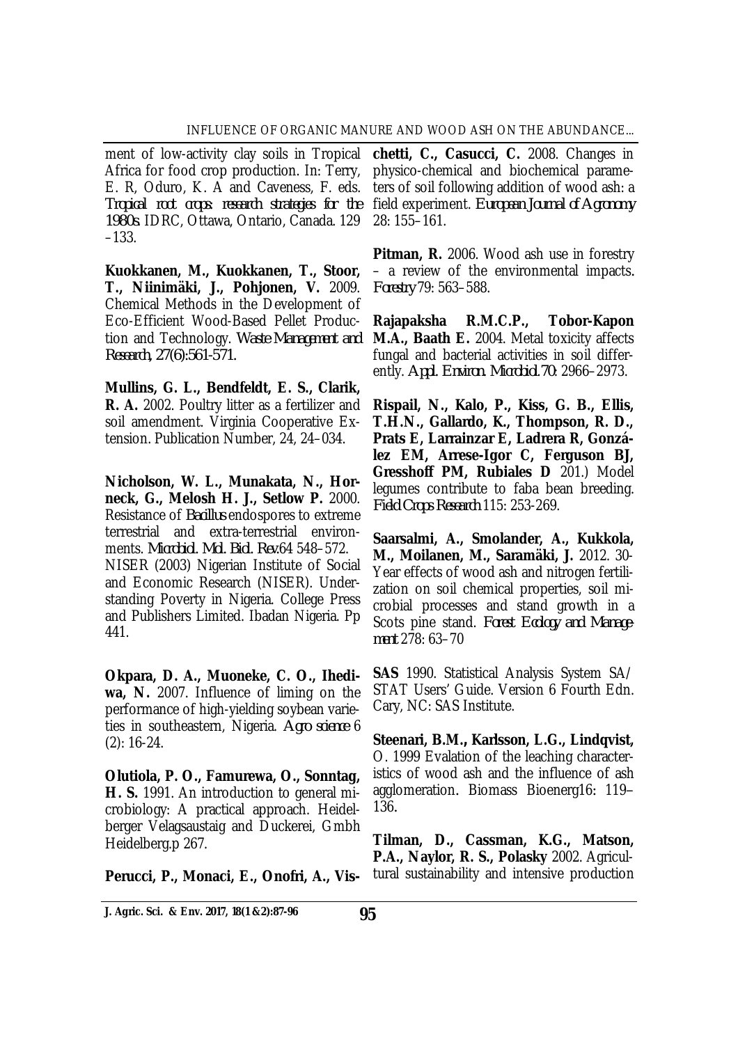ment of low-activity clay soils in Tropical Africa for food crop production. In: Terry, E. R, Oduro, K. A and Caveness, F. eds. *Tropical root crops: research strategies for the 1980s*. IDRC, Ottawa, Ontario, Canada. 129 –133.

**Kuokkanen, M., Kuokkanen, T., Stoor, T., Niinimäki, J., Pohjonen, V.** 2009. Chemical Methods in the Development of Eco-Efficient Wood-Based Pellet Production and Technology. *Waste Management and Research, 27(6):561-571.*

**Mullins, G. L., Bendfeldt, E. S., Clarik, R. A.** 2002. Poultry litter as a fertilizer and soil amendment. Virginia Cooperative Extension. Publication Number, 24, 24–034.

**Nicholson, W. L., Munakata, N., Horneck, G., Melosh H. J., Setlow P.** 2000. Resistance of *Bacillus* endospores to extreme terrestrial and extra-terrestrial environments. *Microbiol. Mol. Biol. Rev.*64 548–572.
NISER (2003) Nigerian Institute of Social and Economic Research (NISER). Understanding Poverty in Nigeria. College Press and Publishers Limited. Ibadan Nigeria. Pp 441.

**Okpara, D. A., Muoneke, C. O., Ihediwa, N.** 2007. Influence of liming on the performance of high-yielding soybean varieties in southeastern, Nigeria. *Agro science* 6 (2): 16-24.

**Olutiola, P. O., Famurewa, O., Sonntag, H. S.** 1991. An introduction to general microbiology: A practical approach. Heidelberger Velagsaustaig and Duckerei, Gmbh Heidelberg.p 267.

**Perucci, P., Monaci, E., Onofri, A., Vischetti, C., Casucci, C.** 2008. Changes in physico-chemical and biochemical parameters of soil following addition of wood ash: a field experiment. *European Journal of Agronomy* 28: 155–161.

**Pitman, R.** 2006. Wood ash use in forestry – a review of the environmental impacts. *Forestry* 79: 563–588.

**Rajapaksha R.M.C.P., Tobor-Kapon M.A., Baath E.** 2004. Metal toxicity affects fungal and bacterial activities in soil differently. *Appl. Environ. Microbiol.70*: 2966–2973.

**Rispail, N., Kalo, P., Kiss, G. B., Ellis, T.H.N., Gallardo, K., Thompson, R. D., Prats E, Larrainzar E, Ladrera R, González EM, Arrese-Igor C, Ferguson BJ, Gresshoff PM, Rubiales D** 201.) Model legumes contribute to faba bean breeding. *Field Crops Research* 115: 253-269.

**Saarsalmi, A., Smolander, A., Kukkola, M., Moilanen, M., Saramäki, J.** 2012. 30-Year effects of wood ash and nitrogen fertilization on soil chemical properties, soil microbial processes and stand growth in a Scots pine stand. *Forest Ecology and Management* 278: 63–70

**SAS** 1990. Statistical Analysis System SA/ STAT Users' Guide. Version 6 Fourth Edn. Cary, NC: SAS Institute.

**Steenari, B.M., Karlsson, L.G., Lindqvist,** O. 1999 Evalation of the leaching characteristics of wood ash and the influence of ash agglomeration. Biomass Bioenerg16: 119–136.

**Tilman, D., Cassman, K.G., Matson, P.A., Naylor, R. S., Polasky** 2002. Agricultural sustainability and intensive production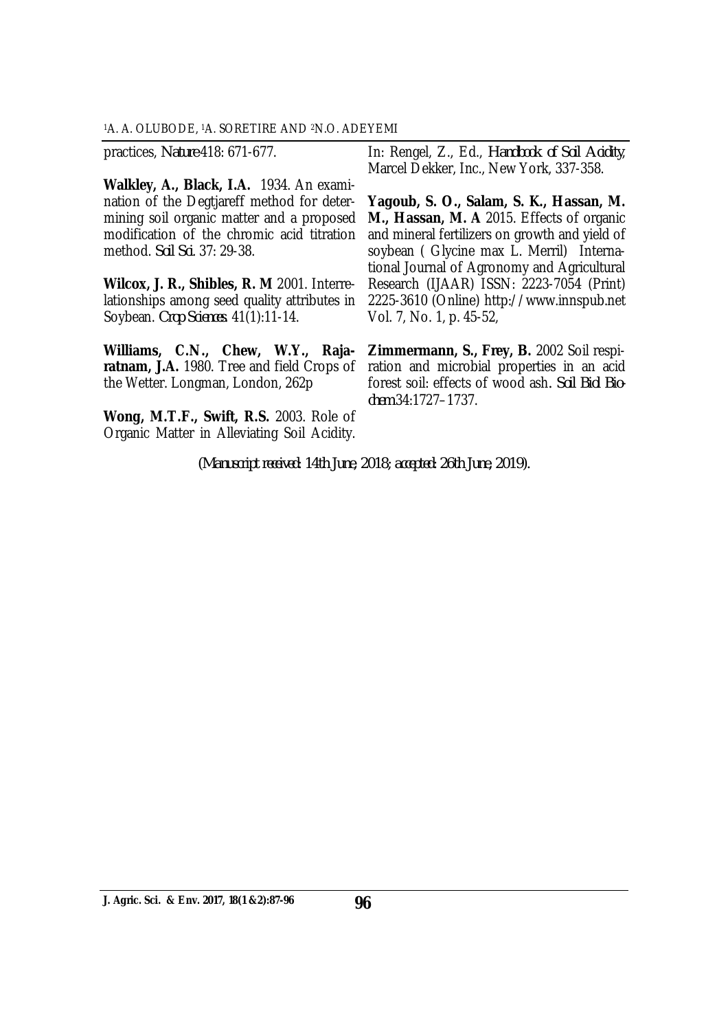practices, *Nature* 418: 671-677.

**Walkley, A., Black, I.A.** 1934. An examination of the Degtjareff method for determining soil organic matter and a proposed modification of the chromic acid titration method. *Soil Sci.* 37: 29-38.

**Wilcox, J. R., Shibles, R. M** 2001. Interrelationships among seed quality attributes in Soybean. *Crop Sciences*. 41(1):11-14.

**Williams, C.N., Chew, W.Y., Rajaratnam, J.A.** 1980. Tree and field Crops of the Wetter. Longman, London, 262p

**Wong, M.T.F., Swift, R.S.** 2003. Role of Organic Matter in Alleviating Soil Acidity. In: Rengel, Z., Ed., *Handbook of Soil Acidity*, Marcel Dekker, Inc., New York, 337-358.

**Yagoub, S. O., Salam, S. K., Hassan, M. M., Hassan, M. A** 2015. Effects of organic and mineral fertilizers on growth and yield of soybean ( Glycine max L. Merril) International Journal of Agronomy and Agricultural Research (IJAAR) ISSN: 2223-7054 (Print) 2225-3610 (Online) http://www.innspub.net Vol. 7, No. 1, p. 45-52,

**Zimmermann, S., Frey, B.** 2002 Soil respiration and microbial properties in an acid forest soil: effects of wood ash. *Soil Biol Biochem* 34:1727–1737.

*(Manuscript received: 14th June, 2018; accepted: 26th June, 2019).*